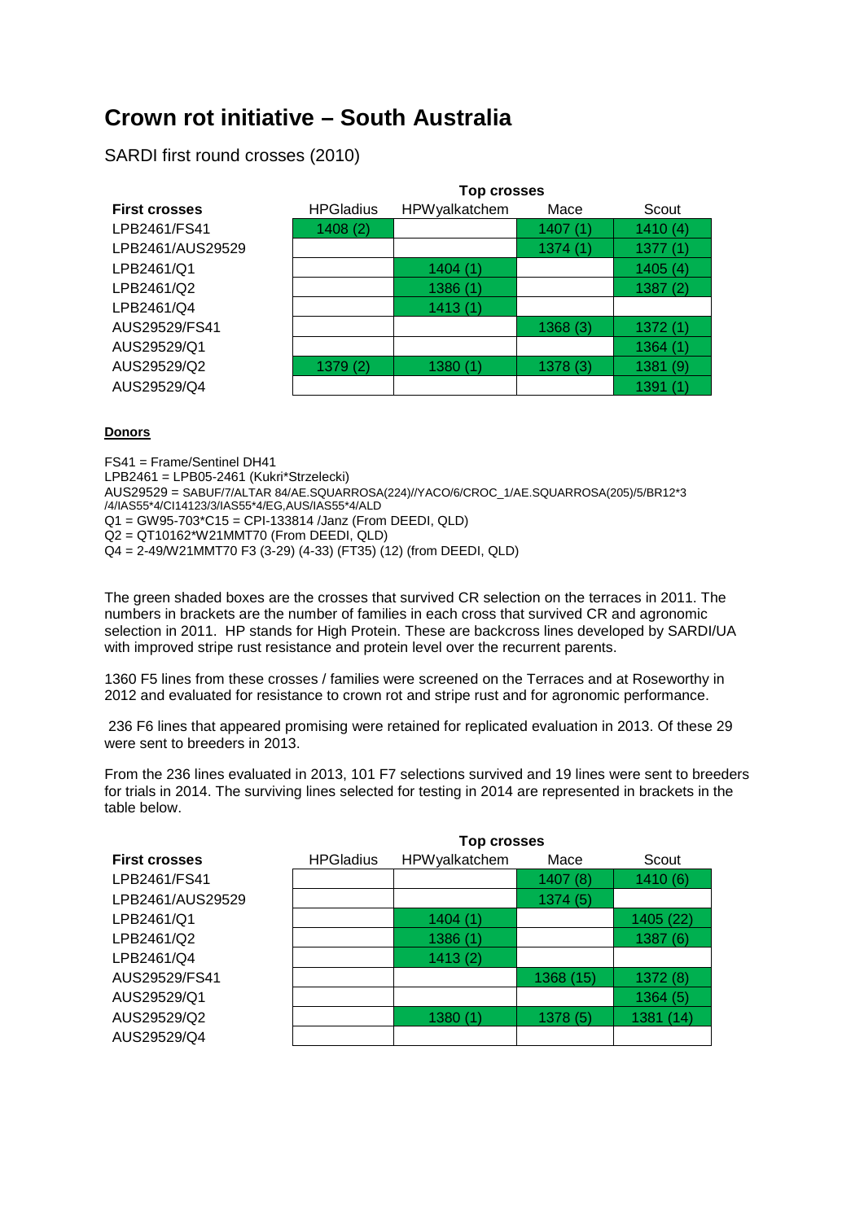# Crown rot initiative – South Australia

SARDI first round crosses (2010)

| First crosses | Top crosses | | | |
|---|---|---|---|---|
| | HPGladius | HPWyalkatchem | Mace | Scout |
| LPB2461/FS41 | 1408 (2) | | 1407 (1) | 1410 (4) |
| LPB2461/AUS29529 | | | 1374 (1) | 1377 (1) |
| LPB2461/Q1 | | 1404 (1) | | 1405 (4) |
| LPB2461/Q2 | | 1386 (1) | | 1387 (2) |
| LPB2461/Q4 | | 1413 (1) | | |
| AUS29529/FS41 | | | 1368 (3) | 1372 (1) |
| AUS29529/Q1 | | | | 1364 (1) |
| AUS29529/Q2 | 1379 (2) | 1380 (1) | 1378 (3) | 1381 (9) |
| AUS29529/Q4 | | | | 1391 (1) |

**Donors**

FS41 = Frame/Sentinel DH41
LPB2461 = LPB05-2461 (Kukri*Strzelecki)
AUS29529 = SABUF/7/ALTAR 84/AE.SQUARROSA(224)//YACO/6/CROC_1/AE.SQUARROSA(205)/5/BR12*3 /4/IAS55*4/CI14123/3/IAS55*4/EG,AUS/IAS55*4/ALD
Q1 = GW95-703*C15 = CPI-133814 /Janz (From DEEDI, QLD)
Q2 = QT10162*W21MMT70 (From DEEDI, QLD)
Q4 = 2-49/W21MMT70 F3 (3-29) (4-33) (FT35) (12) (from DEEDI, QLD)

The green shaded boxes are the crosses that survived CR selection on the terraces in 2011. The numbers in brackets are the number of families in each cross that survived CR and agronomic selection in 2011. HP stands for High Protein. These are backcross lines developed by SARDI/UA with improved stripe rust resistance and protein level over the recurrent parents.

1360 F5 lines from these crosses / families were screened on the Terraces and at Roseworthy in 2012 and evaluated for resistance to crown rot and stripe rust and for agronomic performance.

236 F6 lines that appeared promising were retained for replicated evaluation in 2013. Of these 29 were sent to breeders in 2013.

From the 236 lines evaluated in 2013, 101 F7 selections survived and 19 lines were sent to breeders for trials in 2014. The surviving lines selected for testing in 2014 are represented in brackets in the table below.

| First crosses | Top crosses | | | |
|---|---|---|---|---|
| | HPGladius | HPWyalkatchem | Mace | Scout |
| LPB2461/FS41 | | | 1407 (8) | 1410 (6) |
| LPB2461/AUS29529 | | | 1374 (5) | |
| LPB2461/Q1 | | 1404 (1) | | 1405 (22) |
| LPB2461/Q2 | | 1386 (1) | | 1387 (6) |
| LPB2461/Q4 | | 1413 (2) | | |
| AUS29529/FS41 | | | 1368 (15) | 1372 (8) |
| AUS29529/Q1 | | | | 1364 (5) |
| AUS29529/Q2 | | 1380 (1) | 1378 (5) | 1381 (14) |
| AUS29529/Q4 | | | | |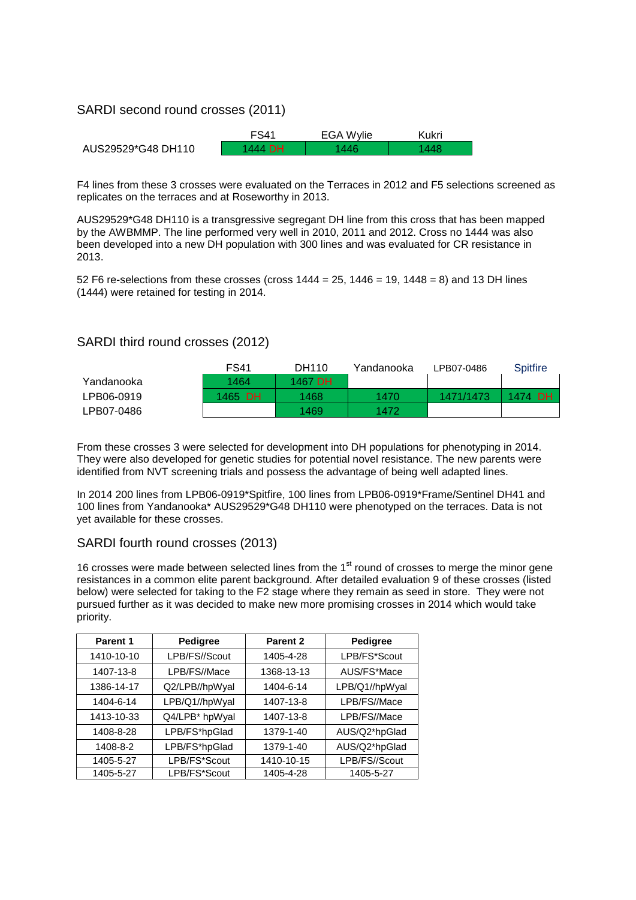## SARDI second round crosses (2011)

| | FS41 | EGA Wylie | Kukri |
|---|---|---|---|
| AUS29529*G48 DH110 | 1444 DH | 1446 | 1448 |

F4 lines from these 3 crosses were evaluated on the Terraces in 2012 and F5 selections screened as replicates on the terraces and at Roseworthy in 2013.

AUS29529*G48 DH110 is a transgressive segregant DH line from this cross that has been mapped by the AWBMMP. The line performed very well in 2010, 2011 and 2012. Cross no 1444 was also been developed into a new DH population with 300 lines and was evaluated for CR resistance in 2013.

52 F6 re-selections from these crosses (cross 1444 = 25, 1446 = 19, 1448 = 8) and 13 DH lines (1444) were retained for testing in 2014.

## SARDI third round crosses (2012)

| | FS41 | DH110 | Yandanooka | LPB07-0486 | Spitfire |
|---|---|---|---|---|---|
| Yandanooka | 1464 | 1467 DH | | | |
| LPB06-0919 | 1465 DH | 1468 | 1470 | 1471/1473 | 1474 DH |
| LPB07-0486 | | 1469 | 1472 | | |

From these crosses 3 were selected for development into DH populations for phenotyping in 2014. They were also developed for genetic studies for potential novel resistance. The new parents were identified from NVT screening trials and possess the advantage of being well adapted lines.

In 2014 200 lines from LPB06-0919*Spitfire, 100 lines from LPB06-0919*Frame/Sentinel DH41 and 100 lines from Yandanooka* AUS29529*G48 DH110 were phenotyped on the terraces. Data is not yet available for these crosses.

## SARDI fourth round crosses (2013)

16 crosses were made between selected lines from the 1st round of crosses to merge the minor gene resistances in a common elite parent background. After detailed evaluation 9 of these crosses (listed below) were selected for taking to the F2 stage where they remain as seed in store. They were not pursued further as it was decided to make new more promising crosses in 2014 which would take priority.

| Parent 1 | Pedigree | Parent 2 | Pedigree |
|---|---|---|---|
| 1410-10-10 | LPB/FS//Scout | 1405-4-28 | LPB/FS*Scout |
| 1407-13-8 | LPB/FS//Mace | 1368-13-13 | AUS/FS*Mace |
| 1386-14-17 | Q2/LPB//hpWyal | 1404-6-14 | LPB/Q1//hpWyal |
| 1404-6-14 | LPB/Q1//hpWyal | 1407-13-8 | LPB/FS//Mace |
| 1413-10-33 | Q4/LPB* hpWyal | 1407-13-8 | LPB/FS//Mace |
| 1408-8-28 | LPB/FS*hpGlad | 1379-1-40 | AUS/Q2*hpGlad |
| 1408-8-2 | LPB/FS*hpGlad | 1379-1-40 | AUS/Q2*hpGlad |
| 1405-5-27 | LPB/FS*Scout | 1410-10-15 | LPB/FS//Scout |
| 1405-5-27 | LPB/FS*Scout | 1405-4-28 | 1405-5-27 |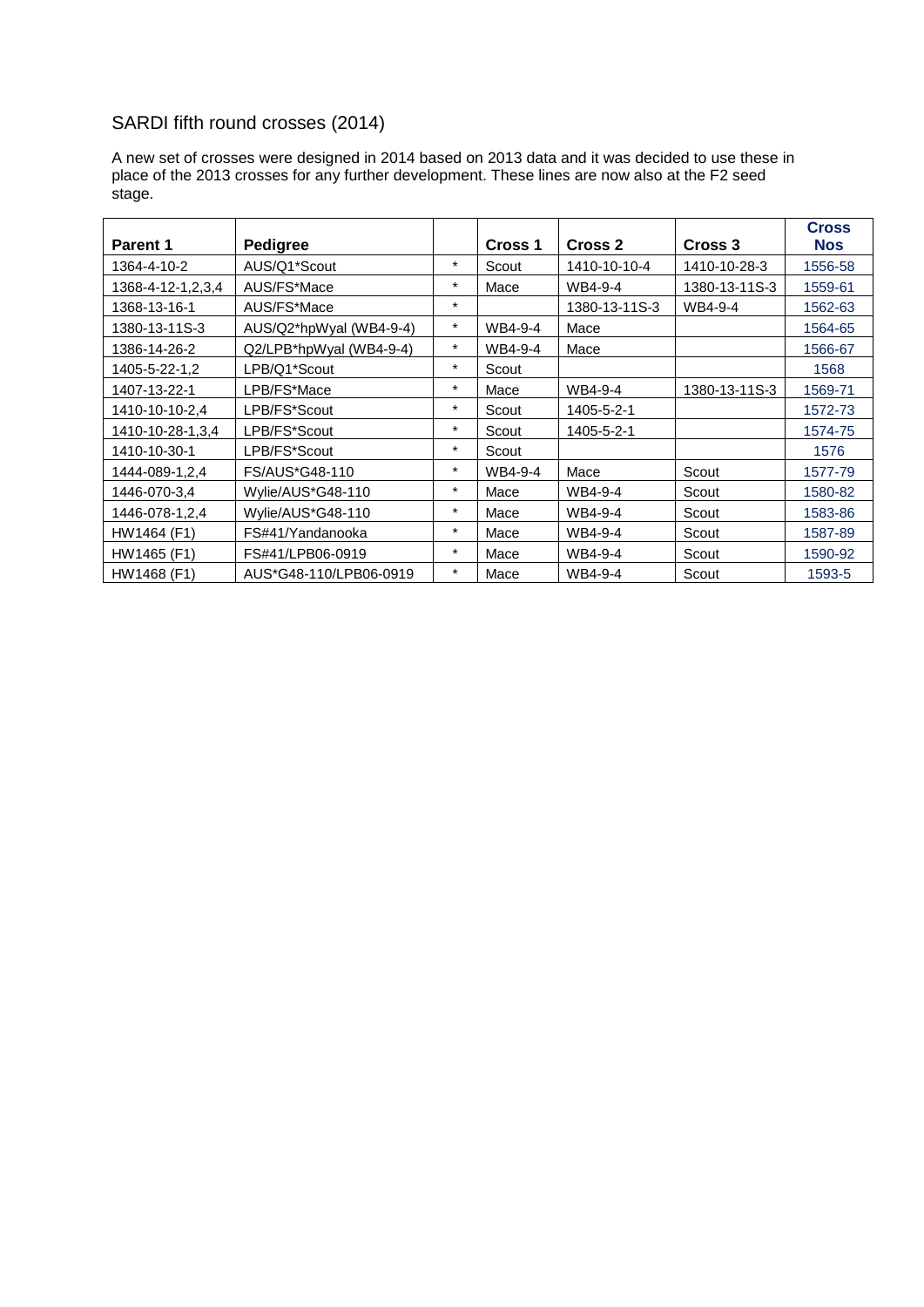## SARDI fifth round crosses (2014)

A new set of crosses were designed in 2014 based on 2013 data and it was decided to use these in place of the 2013 crosses for any further development. These lines are now also at the F2 seed stage.

| Parent 1 | Pedigree | | Cross 1 | Cross 2 | Cross 3 | Cross Nos |
|---|---|---|---|---|---|---|
| 1364-4-10-2 | AUS/Q1*Scout | * | Scout | 1410-10-10-4 | 1410-10-28-3 | 1556-58 |
| 1368-4-12-1,2,3,4 | AUS/FS*Mace | * | Mace | WB4-9-4 | 1380-13-11S-3 | 1559-61 |
| 1368-13-16-1 | AUS/FS*Mace | * | | 1380-13-11S-3 | WB4-9-4 | 1562-63 |
| 1380-13-11S-3 | AUS/Q2*hpWyal (WB4-9-4) | * | WB4-9-4 | Mace | | 1564-65 |
| 1386-14-26-2 | Q2/LPB*hpWyal (WB4-9-4) | * | WB4-9-4 | Mace | | 1566-67 |
| 1405-5-22-1,2 | LPB/Q1*Scout | * | Scout | | | 1568 |
| 1407-13-22-1 | LPB/FS*Mace | * | Mace | WB4-9-4 | 1380-13-11S-3 | 1569-71 |
| 1410-10-10-2,4 | LPB/FS*Scout | * | Scout | 1405-5-2-1 | | 1572-73 |
| 1410-10-28-1,3,4 | LPB/FS*Scout | * | Scout | 1405-5-2-1 | | 1574-75 |
| 1410-10-30-1 | LPB/FS*Scout | * | Scout | | | 1576 |
| 1444-089-1,2,4 | FS/AUS*G48-110 | * | WB4-9-4 | Mace | Scout | 1577-79 |
| 1446-070-3,4 | Wylie/AUS*G48-110 | * | Mace | WB4-9-4 | Scout | 1580-82 |
| 1446-078-1,2,4 | Wylie/AUS*G48-110 | * | Mace | WB4-9-4 | Scout | 1583-86 |
| HW1464 (F1) | FS#41/Yandanooka | * | Mace | WB4-9-4 | Scout | 1587-89 |
| HW1465 (F1) | FS#41/LPB06-0919 | * | Mace | WB4-9-4 | Scout | 1590-92 |
| HW1468 (F1) | AUS*G48-110/LPB06-0919 | * | Mace | WB4-9-4 | Scout | 1593-5 |